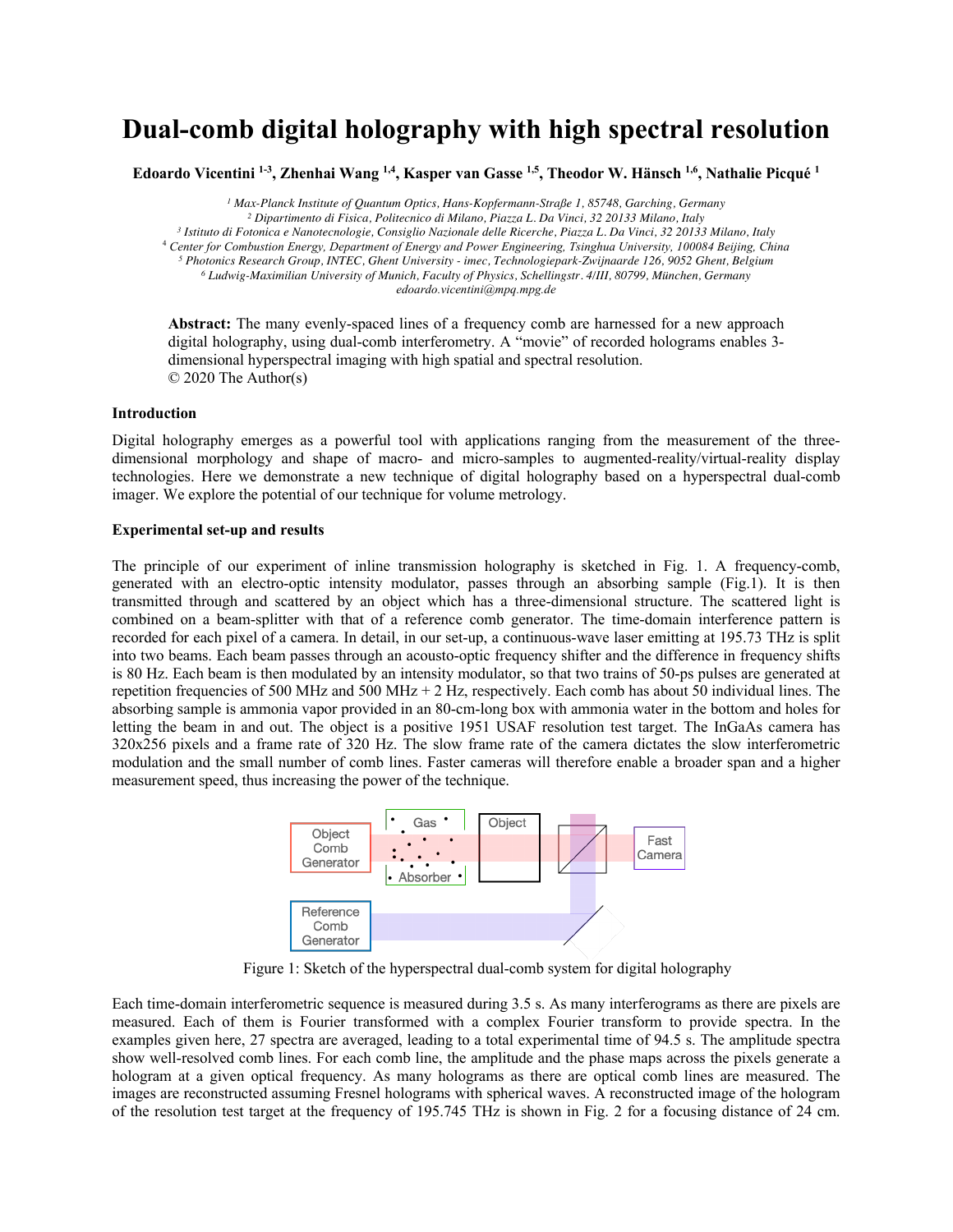# Dual-comb digital holography with high spectral resolution

**Edoardo Vicentini [1-3], Zhenhai Wang [1,4], Kasper van Gasse [1,5], Theodor W. Hänsch [1,6], Nathalie Picqué [1]**

[1] *Max-Planck Institute of Quantum Optics, Hans-Kopfermann-Straße 1, 85748, Garching, Germany*
[2] *Dipartimento di Fisica, Politecnico di Milano, Piazza L. Da Vinci, 32 20133 Milano, Italy*
[3] *Istituto di Fotonica e Nanotecnologie, Consiglio Nazionale delle Ricerche, Piazza L. Da Vinci, 32 20133 Milano, Italy*
[4] *Center for Combustion Energy, Department of Energy and Power Engineering, Tsinghua University, 100084 Beijing, China*
[5] *Photonics Research Group, INTEC, Ghent University - imec, Technologiepark-Zwijnaarde 126, 9052 Ghent, Belgium*
[6] *Ludwig-Maximilian University of Munich, Faculty of Physics, Schellingstr. 4/III, 80799, München, Germany*
*edoardo.vicentini@mpq.mpg.de*

**Abstract:** The many evenly-spaced lines of a frequency comb are harnessed for a new approach digital holography, using dual-comb interferometry. A "movie" of recorded holograms enables 3-dimensional hyperspectral imaging with high spatial and spectral resolution.
© 2020 The Author(s)

## Introduction

Digital holography emerges as a powerful tool with applications ranging from the measurement of the three-dimensional morphology and shape of macro- and micro-samples to augmented-reality/virtual-reality display technologies. Here we demonstrate a new technique of digital holography based on a hyperspectral dual-comb imager. We explore the potential of our technique for volume metrology.

## Experimental set-up and results

The principle of our experiment of inline transmission holography is sketched in Fig. 1. A frequency-comb, generated with an electro-optic intensity modulator, passes through an absorbing sample (Fig.1). It is then transmitted through and scattered by an object which has a three-dimensional structure. The scattered light is combined on a beam-splitter with that of a reference comb generator. The time-domain interference pattern is recorded for each pixel of a camera. In detail, in our set-up, a continuous-wave laser emitting at 195.73 THz is split into two beams. Each beam passes through an acousto-optic frequency shifter and the difference in frequency shifts is 80 Hz. Each beam is then modulated by an intensity modulator, so that two trains of 50-ps pulses are generated at repetition frequencies of 500 MHz and 500 MHz + 2 Hz, respectively. Each comb has about 50 individual lines. The absorbing sample is ammonia vapor provided in an 80-cm-long box with ammonia water in the bottom and holes for letting the beam in and out. The object is a positive 1951 USAF resolution test target. The InGaAs camera has 320x256 pixels and a frame rate of 320 Hz. The slow frame rate of the camera dictates the slow interferometric modulation and the small number of comb lines. Faster cameras will therefore enable a broader span and a higher measurement speed, thus increasing the power of the technique.

Figure 1: Sketch of the hyperspectral dual-comb system for digital holography

Each time-domain interferometric sequence is measured during 3.5 s. As many interferograms as there are pixels are measured. Each of them is Fourier transformed with a complex Fourier transform to provide spectra. In the examples given here, 27 spectra are averaged, leading to a total experimental time of 94.5 s. The amplitude spectra show well-resolved comb lines. For each comb line, the amplitude and the phase maps across the pixels generate a hologram at a given optical frequency. As many holograms as there are optical comb lines are measured. The images are reconstructed assuming Fresnel holograms with spherical waves. A reconstructed image of the hologram of the resolution test target at the frequency of 195.745 THz is shown in Fig. 2 for a focusing distance of 24 cm.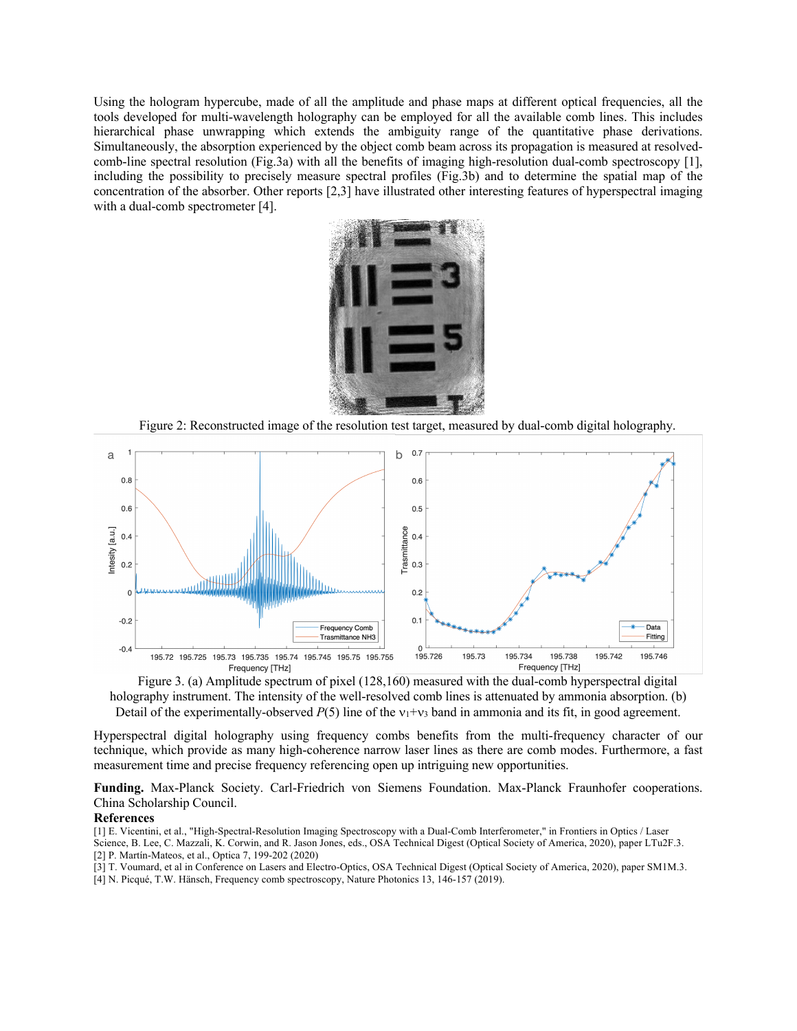Using the hologram hypercube, made of all the amplitude and phase maps at different optical frequencies, all the tools developed for multi-wavelength holography can be employed for all the available comb lines. This includes hierarchical phase unwrapping which extends the ambiguity range of the quantitative phase derivations. Simultaneously, the absorption experienced by the object comb beam across its propagation is measured at resolved-comb-line spectral resolution (Fig.3a) with all the benefits of imaging high-resolution dual-comb spectroscopy [1], including the possibility to precisely measure spectral profiles (Fig.3b) and to determine the spatial map of the concentration of the absorber. Other reports [2,3] have illustrated other interesting features of hyperspectral imaging with a dual-comb spectrometer [4].

Figure 2: Reconstructed image of the resolution test target, measured by dual-comb digital holography.

a

Intesity [a.u.]

1
0.8
0.6
0.4
0.2
0
-0.2
-0.4

195.72 195.725 195.73 195.735 195.74 195.745 195.75 195.755

Frequency [THz]

Frequency Comb
Trasmittance NH3

b

Trasmittance

0.7
0.6
0.5
0.4
0.3
0.2
0.1
0

195.726 195.73 195.734 195.738 195.742 195.746

Frequency [THz]

Data
Fitting

Figure 3. (a) Amplitude spectrum of pixel (128,160) measured with the dual-comb hyperspectral digital holography instrument. The intensity of the well-resolved comb lines is attenuated by ammonia absorption. (b) Detail of the experimentally-observed $P(5)$ line of the $\nu_1+\nu_3$ band in ammonia and its fit, in good agreement.

Hyperspectral digital holography using frequency combs benefits from the multi-frequency character of our technique, which provide as many high-coherence narrow laser lines as there are comb modes. Furthermore, a fast measurement time and precise frequency referencing open up intriguing new opportunities.

**Funding.** Max-Planck Society. Carl-Friedrich von Siemens Foundation. Max-Planck Fraunhofer cooperations. China Scholarship Council.

**References**

[1] E. Vicentini, et al., "High-Spectral-Resolution Imaging Spectroscopy with a Dual-Comb Interferometer," in Frontiers in Optics / Laser Science, B. Lee, C. Mazzali, K. Corwin, and R. Jason Jones, eds., OSA Technical Digest (Optical Society of America, 2020), paper LTu2F.3.
[2] P. Martín-Mateos, et al., Optica 7, 199-202 (2020)
[3] T. Voumard, et al in Conference on Lasers and Electro-Optics, OSA Technical Digest (Optical Society of America, 2020), paper SM1M.3.
[4] N. Picqué, T.W. Hänsch, Frequency comb spectroscopy, Nature Photonics 13, 146-157 (2019).